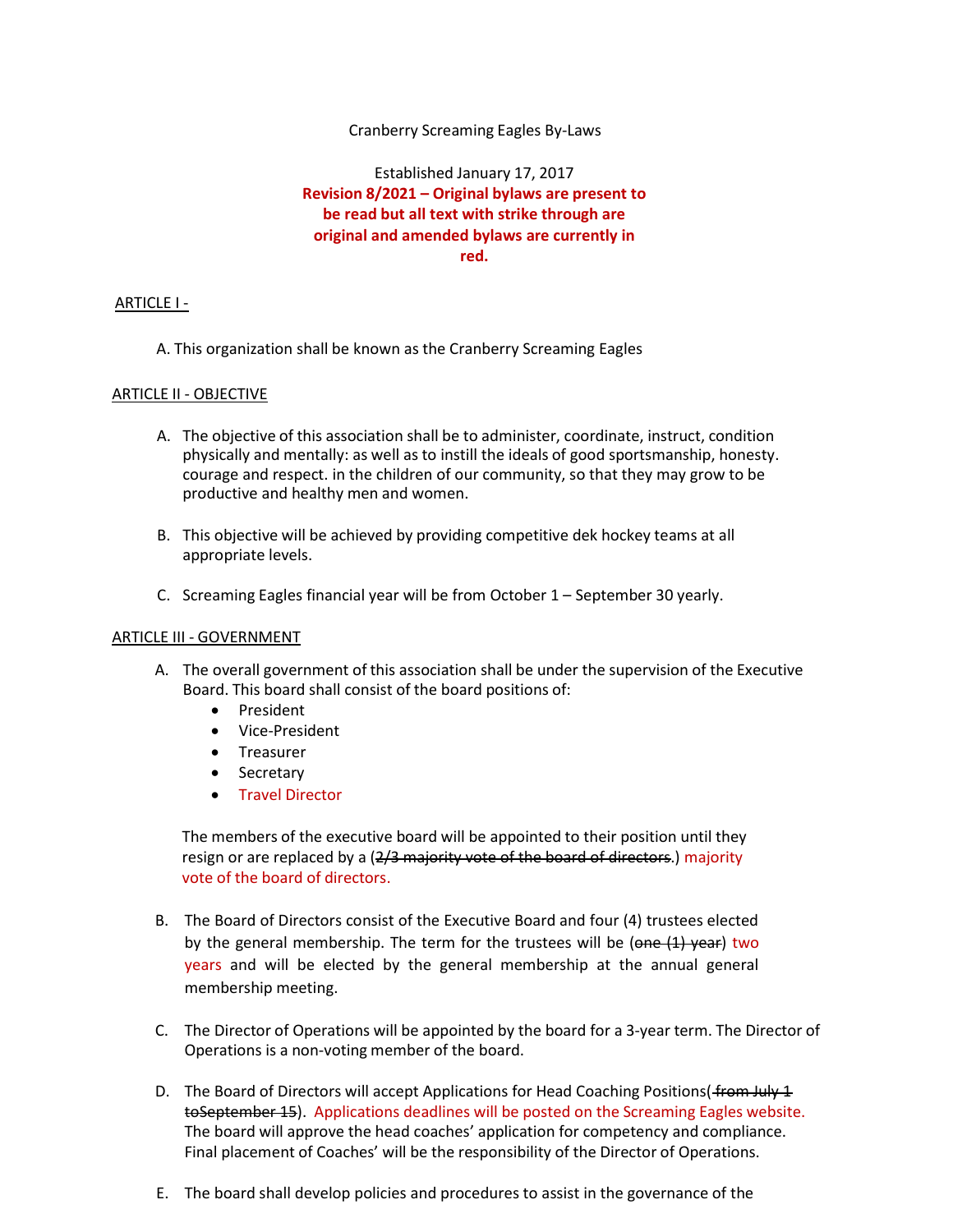Cranberry Screaming Eagles By-Laws

Established January 17, 2017

**Revision 8/2021 – Original bylaws are present to be read but all text with strike through are original and amended bylaws are currently in red.**

## ARTICLE I -

A. This organization shall be known as the Cranberry Screaming Eagles

## ARTICLE II - OBJECTIVE

A. The objective of this association shall be to administer, coordinate, instruct, condition physically and mentally: as well as to instill the ideals of good sportsmanship, honesty. courage and respect. in the children of our community, so that they may grow to be productive and healthy men and women.

B. This objective will be achieved by providing competitive dek hockey teams at all appropriate levels.

C. Screaming Eagles financial year will be from October 1 – September 30 yearly.

## ARTICLE III - GOVERNMENT

A. The overall government of this association shall be under the supervision of the Executive Board. This board shall consist of the board positions of:
- President
- Vice-President
- Treasurer
- Secretary
- Travel Director

The members of the executive board will be appointed to their position until they resign or are replaced by a (~~2/3 majority vote of the board of directors.~~) majority vote of the board of directors.

B. The Board of Directors consist of the Executive Board and four (4) trustees elected by the general membership. The term for the trustees will be (~~one (1) year~~) two years and will be elected by the general membership at the annual general membership meeting.

C. The Director of Operations will be appointed by the board for a 3-year term. The Director of Operations is a non-voting member of the board.

D. The Board of Directors will accept Applications for Head Coaching Positions(~~ from July 1 toSeptember 15~~). Applications deadlines will be posted on the Screaming Eagles website. The board will approve the head coaches' application for competency and compliance. Final placement of Coaches' will be the responsibility of the Director of Operations.

E. The board shall develop policies and procedures to assist in the governance of the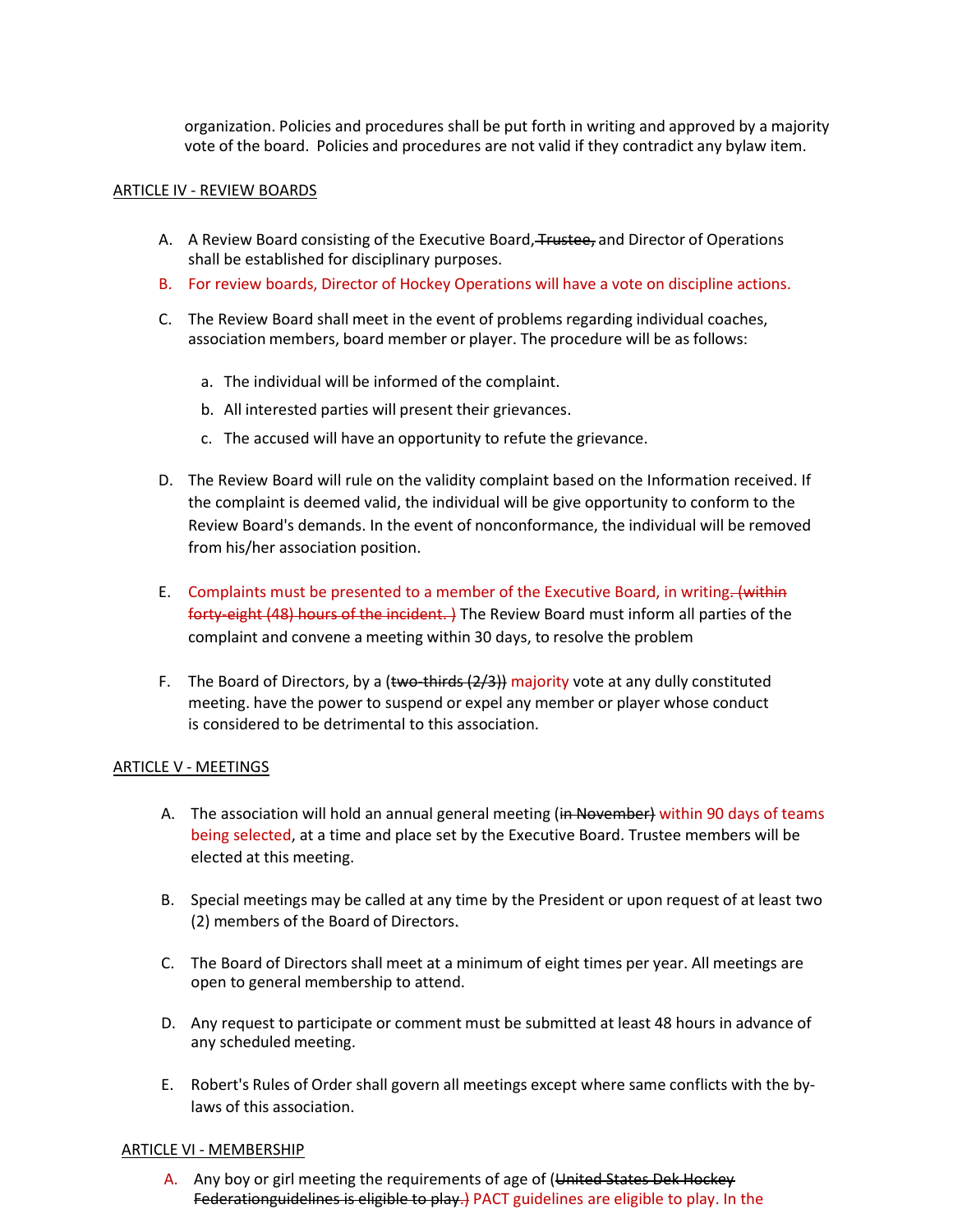organization. Policies and procedures shall be put forth in writing and approved by a majority vote of the board. Policies and procedures are not valid if they contradict any bylaw item.

ARTICLE IV - REVIEW BOARDS

A. A Review Board consisting of the Executive Board, ~~Trustee,~~ and Director of Operations shall be established for disciplinary purposes.

B. For review boards, Director of Hockey Operations will have a vote on discipline actions.

C. The Review Board shall meet in the event of problems regarding individual coaches, association members, board member or player. The procedure will be as follows:

   a. The individual will be informed of the complaint.

   b. All interested parties will present their grievances.

   c. The accused will have an opportunity to refute the grievance.

D. The Review Board will rule on the validity complaint based on the Information received. If the complaint is deemed valid, the individual will be give opportunity to conform to the Review Board's demands. In the event of nonconformance, the individual will be removed from his/her association position.

E. Complaints must be presented to a member of the Executive Board, in writing~~. (within forty-eight (48) hours of the incident. )~~ The Review Board must inform all parties of the complaint and convene a meeting within 30 days, to resolve the problem

F. The Board of Directors, by a (~~two-thirds (2/3))~~ majority vote at any dully constituted meeting. have the power to suspend or expel any member or player whose conduct is considered to be detrimental to this association.

ARTICLE V - MEETINGS

A. The association will hold an annual general meeting (~~in November)~~ within 90 days of teams being selected, at a time and place set by the Executive Board. Trustee members will be elected at this meeting.

B. Special meetings may be called at any time by the President or upon request of at least two (2) members of the Board of Directors.

C. The Board of Directors shall meet at a minimum of eight times per year. All meetings are open to general membership to attend.

D. Any request to participate or comment must be submitted at least 48 hours in advance of any scheduled meeting.

E. Robert's Rules of Order shall govern all meetings except where same conflicts with the by-laws of this association.

ARTICLE VI - MEMBERSHIP

A. Any boy or girl meeting the requirements of age of (~~United States Dek Hockey Federationguidelines is eligible to play.)~~ PACT guidelines are eligible to play. In the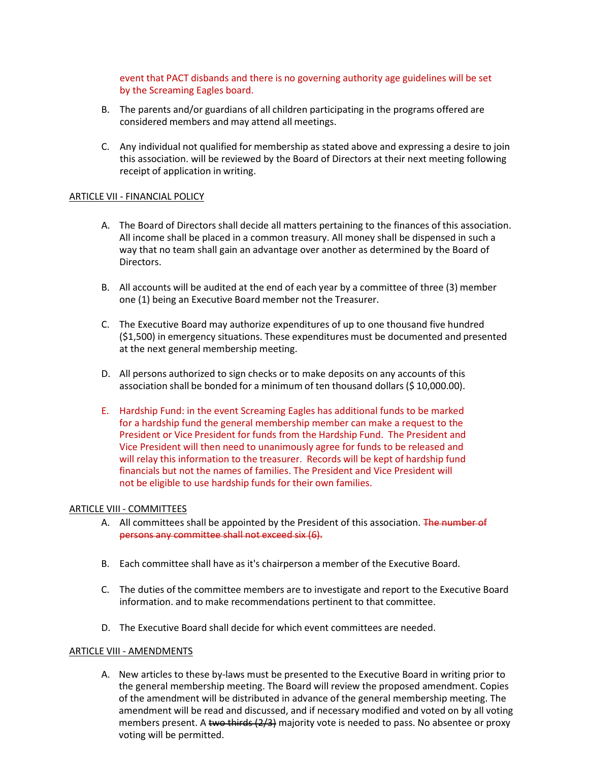event that PACT disbands and there is no governing authority age guidelines will be set by the Screaming Eagles board.

B. The parents and/or guardians of all children participating in the programs offered are considered members and may attend all meetings.

C. Any individual not qualified for membership as stated above and expressing a desire to join this association. will be reviewed by the Board of Directors at their next meeting following receipt of application in writing.

ARTICLE VII - FINANCIAL POLICY

A. The Board of Directors shall decide all matters pertaining to the finances of this association. All income shall be placed in a common treasury. All money shall be dispensed in such a way that no team shall gain an advantage over another as determined by the Board of Directors.

B. All accounts will be audited at the end of each year by a committee of three (3) member one (1) being an Executive Board member not the Treasurer.

C. The Executive Board may authorize expenditures of up to one thousand five hundred ($1,500) in emergency situations. These expenditures must be documented and presented at the next general membership meeting.

D. All persons authorized to sign checks or to make deposits on any accounts of this association shall be bonded for a minimum of ten thousand dollars ($ 10,000.00).

E. Hardship Fund: in the event Screaming Eagles has additional funds to be marked for a hardship fund the general membership member can make a request to the President or Vice President for funds from the Hardship Fund. The President and Vice President will then need to unanimously agree for funds to be released and will relay this information to the treasurer. Records will be kept of hardship fund financials but not the names of families. The President and Vice President will not be eligible to use hardship funds for their own families.

ARTICLE VIII - COMMITTEES

A. All committees shall be appointed by the President of this association. ~~The number of persons any committee shall not exceed six (6).~~

B. Each committee shall have as it's chairperson a member of the Executive Board.

C. The duties of the committee members are to investigate and report to the Executive Board information. and to make recommendations pertinent to that committee.

D. The Executive Board shall decide for which event committees are needed.

ARTICLE VIII - AMENDMENTS

A. New articles to these by-laws must be presented to the Executive Board in writing prior to the general membership meeting. The Board will review the proposed amendment. Copies of the amendment will be distributed in advance of the general membership meeting. The amendment will be read and discussed, and if necessary modified and voted on by all voting members present. A ~~two thirds (2/3)~~ majority vote is needed to pass. No absentee or proxy voting will be permitted.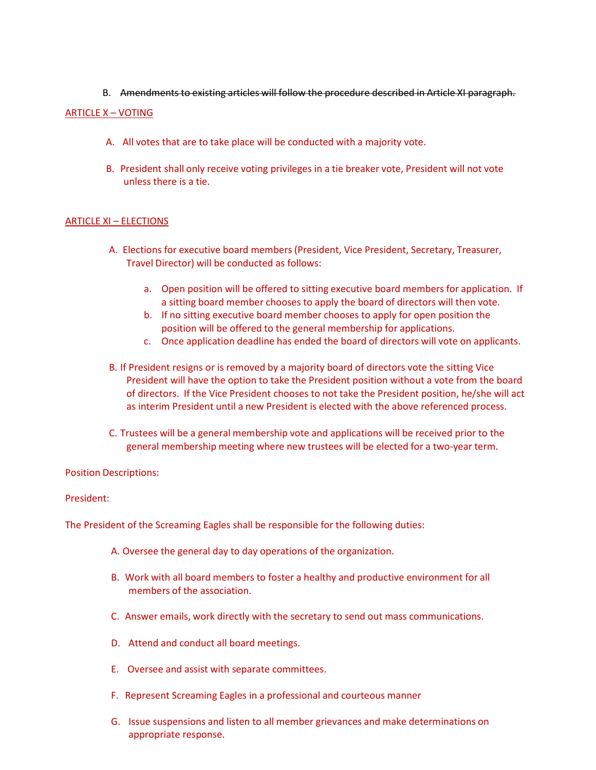B. ~~Amendments to existing articles will follow the procedure described in Article XI paragraph.~~

## ARTICLE X – VOTING

A. All votes that are to take place will be conducted with a majority vote.

B. President shall only receive voting privileges in a tie breaker vote, President will not vote unless there is a tie.

## ARTICLE XI – ELECTIONS

A. Elections for executive board members (President, Vice President, Secretary, Treasurer, Travel Director) will be conducted as follows:

   a. Open position will be offered to sitting executive board members for application. If a sitting board member chooses to apply the board of directors will then vote.
   b. If no sitting executive board member chooses to apply for open position the position will be offered to the general membership for applications.
   c. Once application deadline has ended the board of directors will vote on applicants.

B. If President resigns or is removed by a majority board of directors vote the sitting Vice President will have the option to take the President position without a vote from the board of directors. If the Vice President chooses to not take the President position, he/she will act as interim President until a new President is elected with the above referenced process.

C. Trustees will be a general membership vote and applications will be received prior to the general membership meeting where new trustees will be elected for a two-year term.

Position Descriptions:

President:

The President of the Screaming Eagles shall be responsible for the following duties:

A. Oversee the general day to day operations of the organization.

B. Work with all board members to foster a healthy and productive environment for all members of the association.

C. Answer emails, work directly with the secretary to send out mass communications.

D. Attend and conduct all board meetings.

E. Oversee and assist with separate committees.

F. Represent Screaming Eagles in a professional and courteous manner

G. Issue suspensions and listen to all member grievances and make determinations on appropriate response.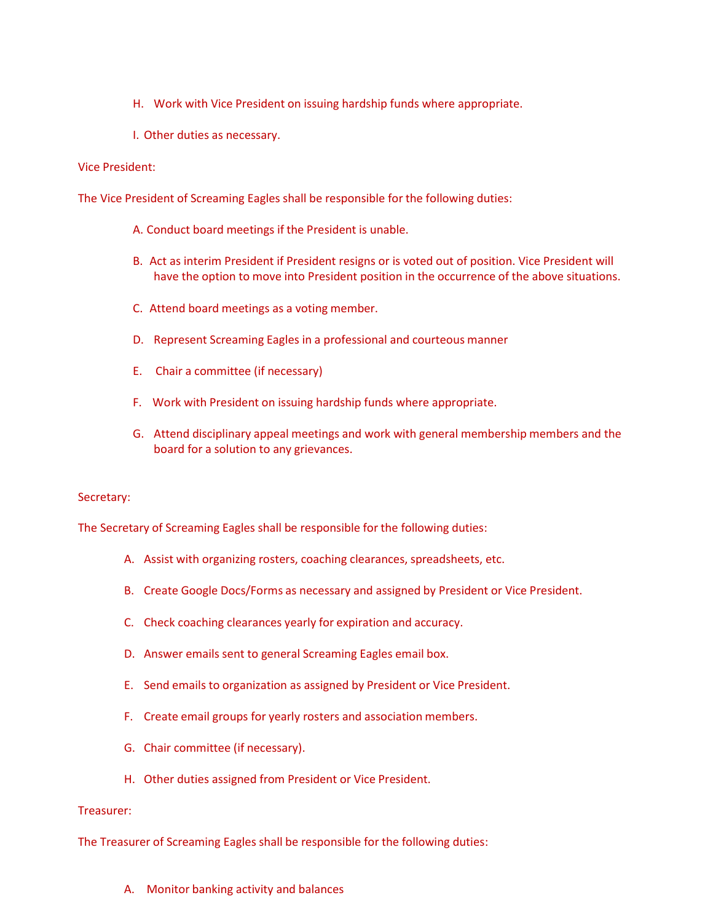H. Work with Vice President on issuing hardship funds where appropriate.

I. Other duties as necessary.

Vice President:

The Vice President of Screaming Eagles shall be responsible for the following duties:

A. Conduct board meetings if the President is unable.

B. Act as interim President if President resigns or is voted out of position. Vice President will have the option to move into President position in the occurrence of the above situations.

C. Attend board meetings as a voting member.

D. Represent Screaming Eagles in a professional and courteous manner

E. Chair a committee (if necessary)

F. Work with President on issuing hardship funds where appropriate.

G. Attend disciplinary appeal meetings and work with general membership members and the board for a solution to any grievances.

Secretary:

The Secretary of Screaming Eagles shall be responsible for the following duties:

A. Assist with organizing rosters, coaching clearances, spreadsheets, etc.

B. Create Google Docs/Forms as necessary and assigned by President or Vice President.

C. Check coaching clearances yearly for expiration and accuracy.

D. Answer emails sent to general Screaming Eagles email box.

E. Send emails to organization as assigned by President or Vice President.

F. Create email groups for yearly rosters and association members.

G. Chair committee (if necessary).

H. Other duties assigned from President or Vice President.

Treasurer:

The Treasurer of Screaming Eagles shall be responsible for the following duties:

A. Monitor banking activity and balances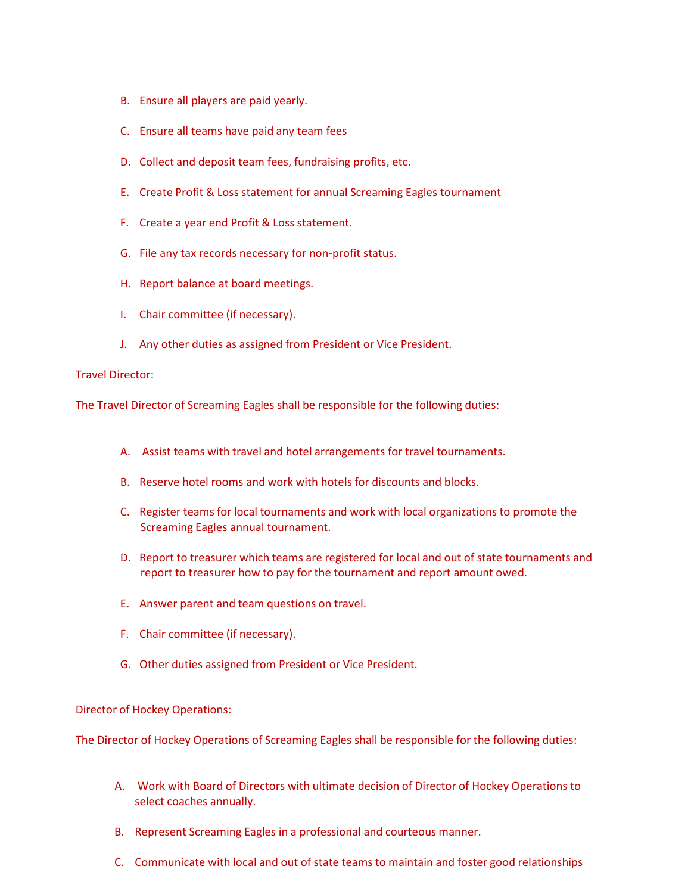B. Ensure all players are paid yearly.

C. Ensure all teams have paid any team fees

D. Collect and deposit team fees, fundraising profits, etc.

E. Create Profit & Loss statement for annual Screaming Eagles tournament

F. Create a year end Profit & Loss statement.

G. File any tax records necessary for non-profit status.

H. Report balance at board meetings.

I. Chair committee (if necessary).

J. Any other duties as assigned from President or Vice President.

Travel Director:

The Travel Director of Screaming Eagles shall be responsible for the following duties:

A. Assist teams with travel and hotel arrangements for travel tournaments.

B. Reserve hotel rooms and work with hotels for discounts and blocks.

C. Register teams for local tournaments and work with local organizations to promote the Screaming Eagles annual tournament.

D. Report to treasurer which teams are registered for local and out of state tournaments and report to treasurer how to pay for the tournament and report amount owed.

E. Answer parent and team questions on travel.

F. Chair committee (if necessary).

G. Other duties assigned from President or Vice President.

Director of Hockey Operations:

The Director of Hockey Operations of Screaming Eagles shall be responsible for the following duties:

A. Work with Board of Directors with ultimate decision of Director of Hockey Operations to select coaches annually.

B. Represent Screaming Eagles in a professional and courteous manner.

C. Communicate with local and out of state teams to maintain and foster good relationships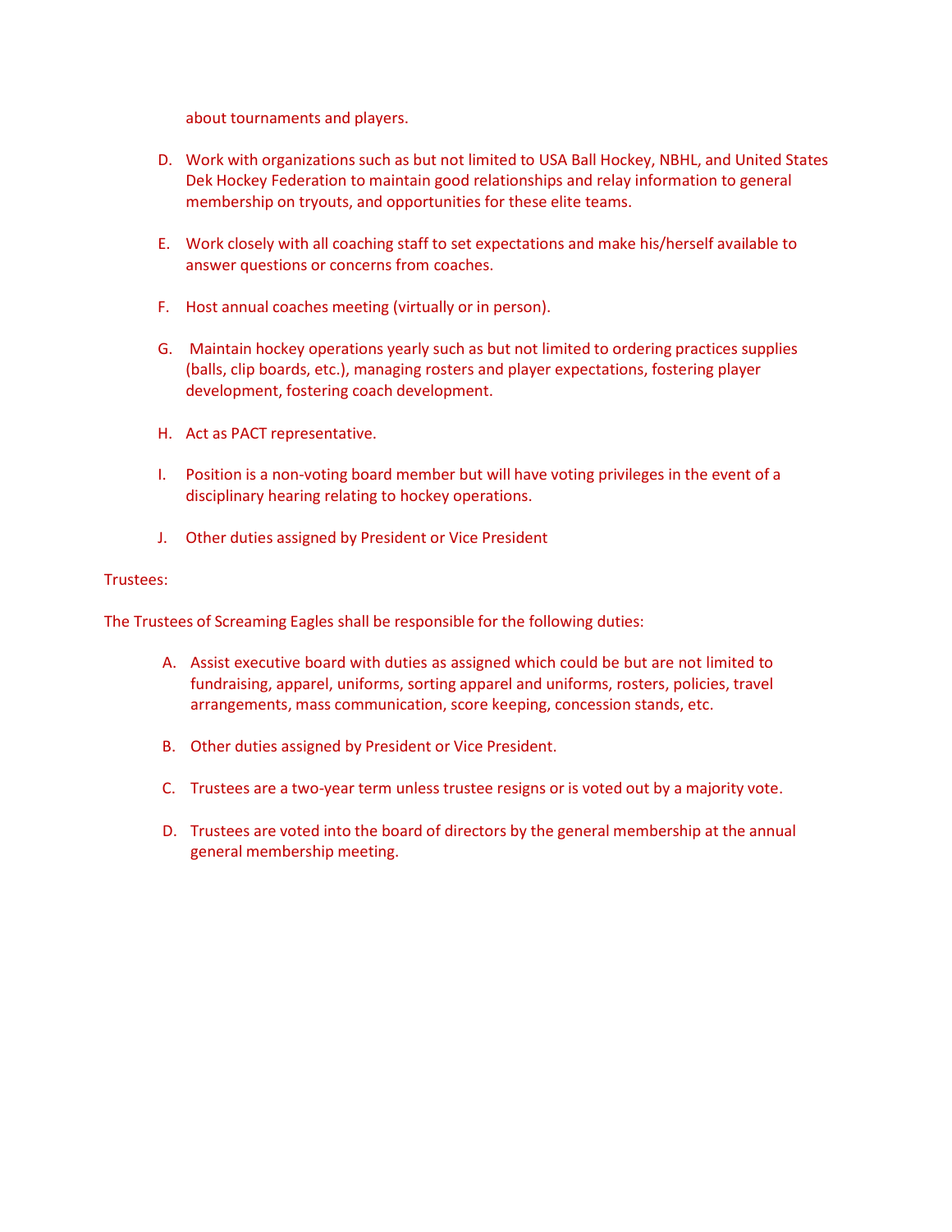about tournaments and players.

D. Work with organizations such as but not limited to USA Ball Hockey, NBHL, and United States Dek Hockey Federation to maintain good relationships and relay information to general membership on tryouts, and opportunities for these elite teams.

E. Work closely with all coaching staff to set expectations and make his/herself available to answer questions or concerns from coaches.

F. Host annual coaches meeting (virtually or in person).

G. Maintain hockey operations yearly such as but not limited to ordering practices supplies (balls, clip boards, etc.), managing rosters and player expectations, fostering player development, fostering coach development.

H. Act as PACT representative.

I. Position is a non-voting board member but will have voting privileges in the event of a disciplinary hearing relating to hockey operations.

J. Other duties assigned by President or Vice President

Trustees:

The Trustees of Screaming Eagles shall be responsible for the following duties:

A. Assist executive board with duties as assigned which could be but are not limited to fundraising, apparel, uniforms, sorting apparel and uniforms, rosters, policies, travel arrangements, mass communication, score keeping, concession stands, etc.

B. Other duties assigned by President or Vice President.

C. Trustees are a two-year term unless trustee resigns or is voted out by a majority vote.

D. Trustees are voted into the board of directors by the general membership at the annual general membership meeting.